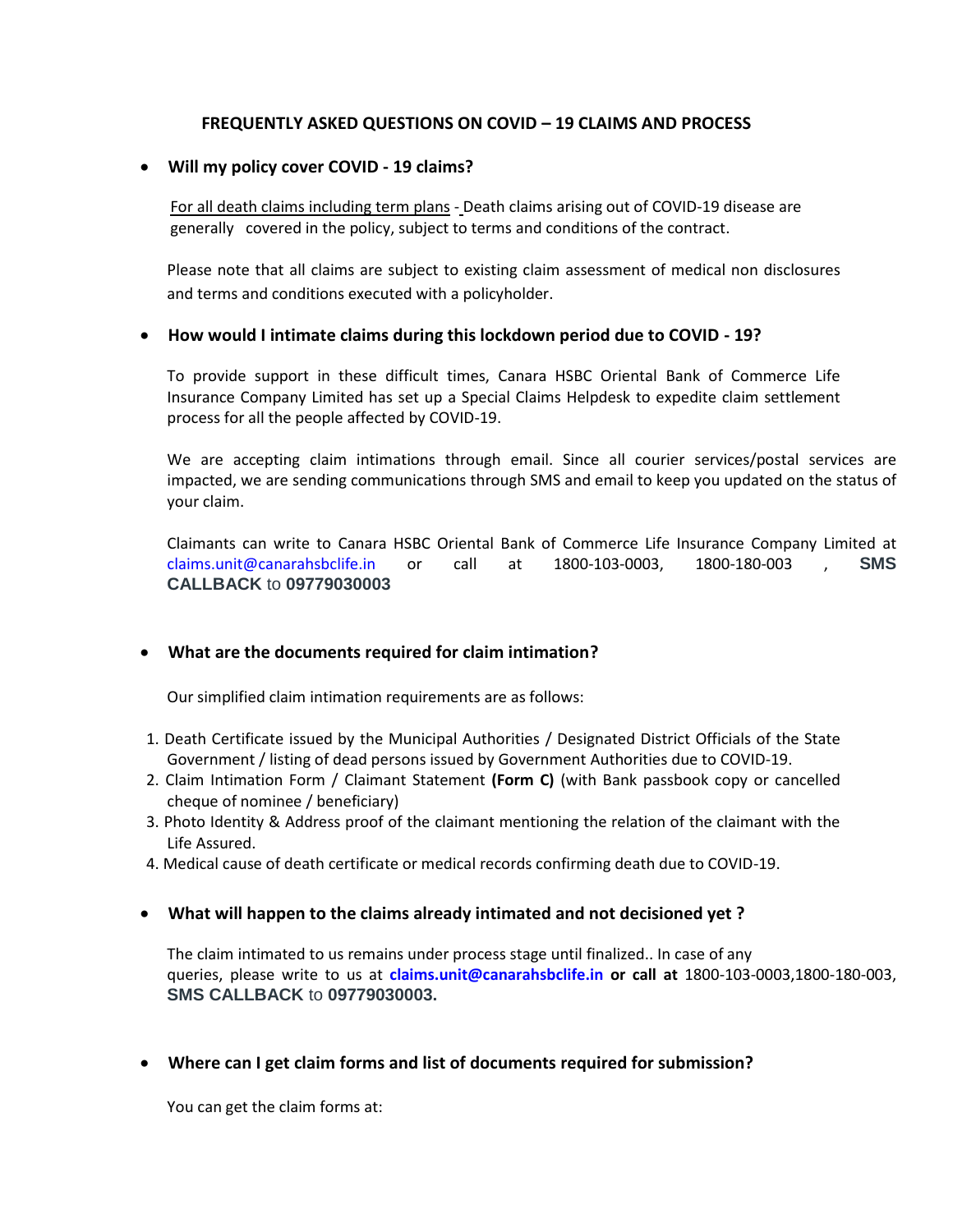# FREQUENTLY ASKED QUESTIONS ON COVID – 19 CLAIMS AND PROCESS

- **Will my policy cover COVID - 19 claims?**

For all death claims including term plans - Death claims arising out of COVID-19 disease are generally covered in the policy, subject to terms and conditions of the contract.

Please note that all claims are subject to existing claim assessment of medical non disclosures and terms and conditions executed with a policyholder.

- **How would I intimate claims during this lockdown period due to COVID - 19?**

To provide support in these difficult times, Canara HSBC Oriental Bank of Commerce Life Insurance Company Limited has set up a Special Claims Helpdesk to expedite claim settlement process for all the people affected by COVID-19.

We are accepting claim intimations through email. Since all courier services/postal services are impacted, we are sending communications through SMS and email to keep you updated on the status of your claim.

Claimants can write to Canara HSBC Oriental Bank of Commerce Life Insurance Company Limited at claims.unit@canarahsbclife.in or call at 1800-103-0003, 1800-180-003 , **SMS CALLBACK** to **09779030003**

- **What are the documents required for claim intimation?**

Our simplified claim intimation requirements are as follows:

1. Death Certificate issued by the Municipal Authorities / Designated District Officials of the State Government / listing of dead persons issued by Government Authorities due to COVID-19.
2. Claim Intimation Form / Claimant Statement **(Form C)** (with Bank passbook copy or cancelled cheque of nominee / beneficiary)
3. Photo Identity & Address proof of the claimant mentioning the relation of the claimant with the Life Assured.
4. Medical cause of death certificate or medical records confirming death due to COVID-19.

- **What will happen to the claims already intimated and not decisioned yet ?**

The claim intimated to us remains under process stage until finalized.. In case of any queries, please write to us at **claims.unit@canarahsbclife.in or call at** 1800-103-0003,1800-180-003, **SMS CALLBACK** to **09779030003.**

- **Where can I get claim forms and list of documents required for submission?**

You can get the claim forms at: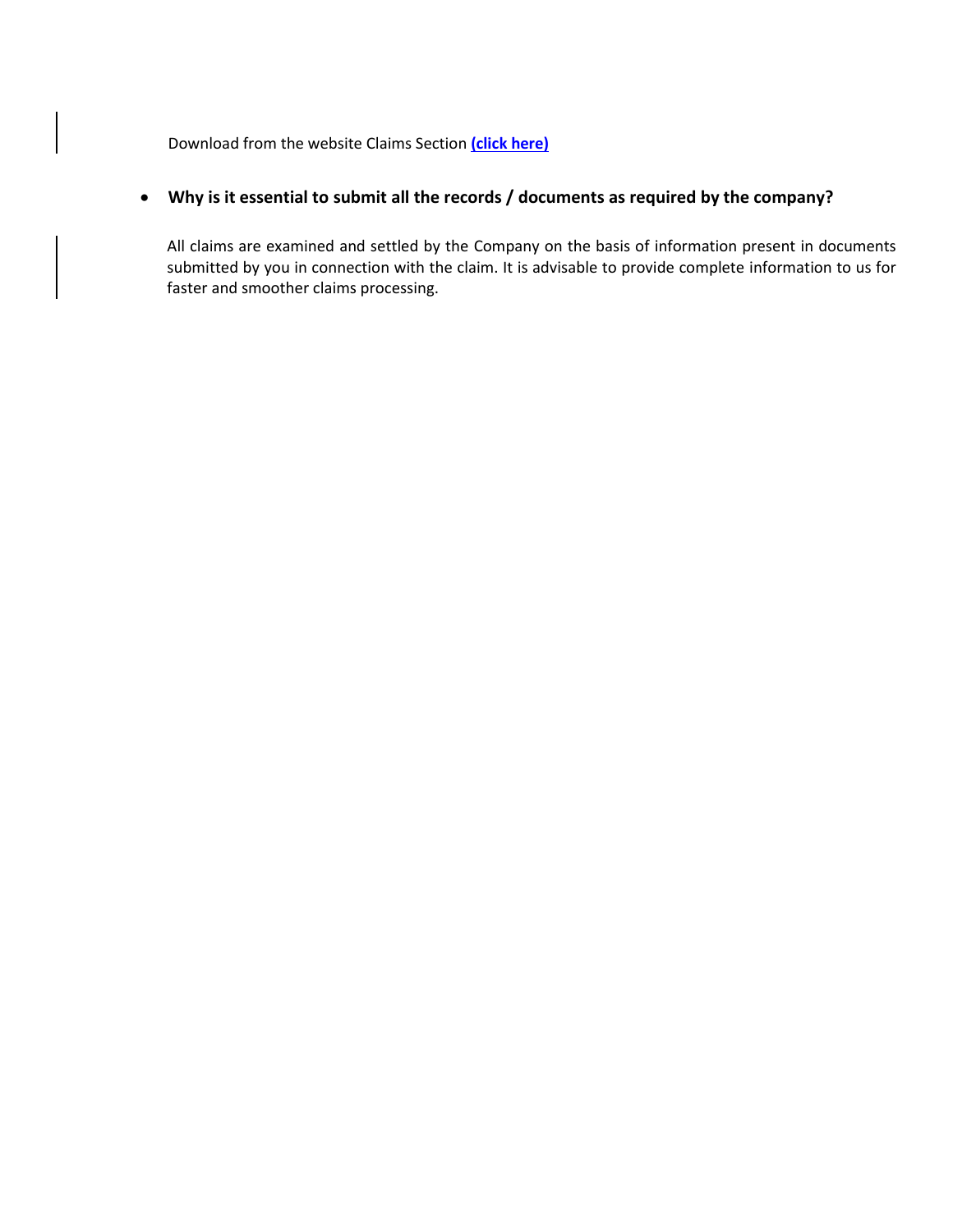Download from the website Claims Section **(click here)**

- **Why is it essential to submit all the records / documents as required by the company?**

  All claims are examined and settled by the Company on the basis of information present in documents submitted by you in connection with the claim. It is advisable to provide complete information to us for faster and smoother claims processing.